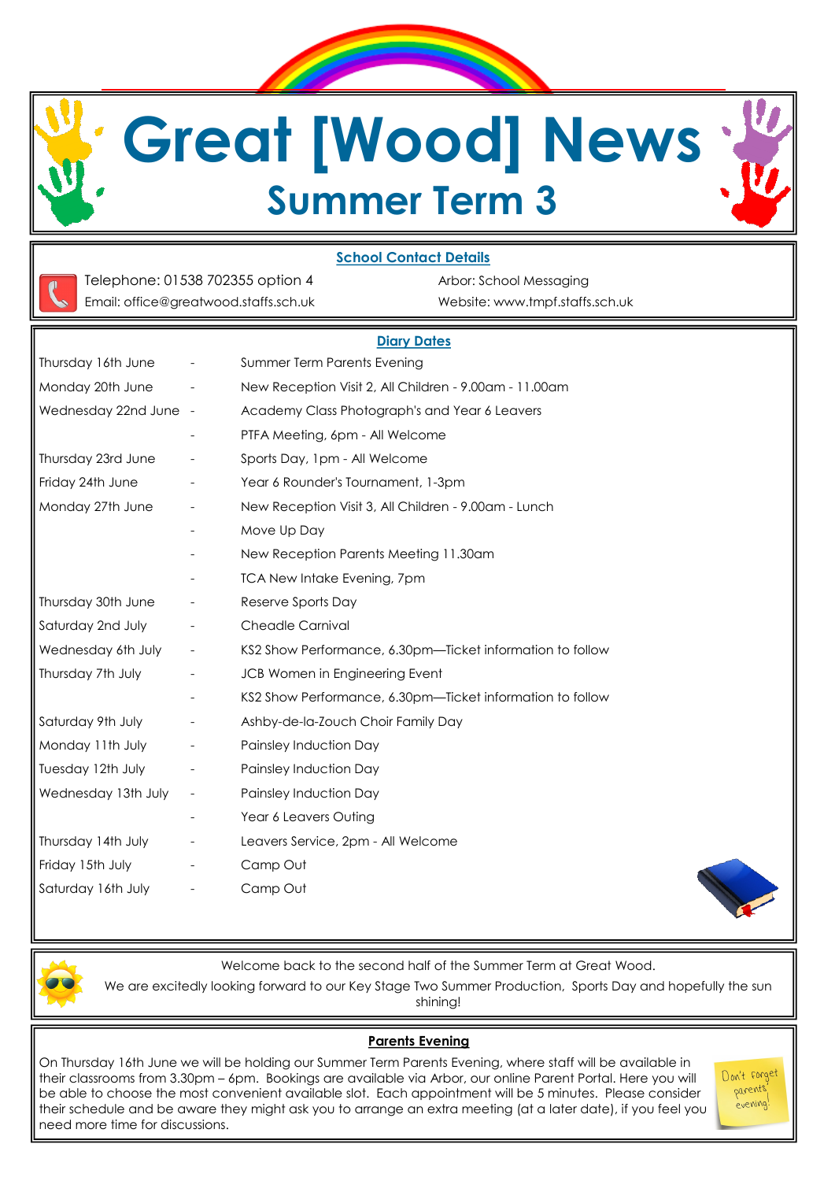# Great [Wood] News

## Summer Term 3

### School Contact Details

Telephone: 01538 702355 option 4
Email: office@greatwood.staffs.sch.uk

Arbor: School Messaging
Website: www.tmpf.staffs.sch.uk

### Diary Dates

| | | |
|---|---|---|
| Thursday 16th June | - | Summer Term Parents Evening |
| Monday 20th June | - | New Reception Visit 2, All Children - 9.00am - 11.00am |
| Wednesday 22nd June | - | Academy Class Photograph's and Year 6 Leavers |
| | - | PTFA Meeting, 6pm - All Welcome |
| Thursday 23rd June | - | Sports Day, 1pm - All Welcome |
| Friday 24th June | - | Year 6 Rounder's Tournament, 1-3pm |
| Monday 27th June | - | New Reception Visit 3, All Children - 9.00am - Lunch |
| | - | Move Up Day |
| | - | New Reception Parents Meeting 11.30am |
| | - | TCA New Intake Evening, 7pm |
| Thursday 30th June | - | Reserve Sports Day |
| Saturday 2nd July | - | Cheadle Carnival |
| Wednesday 6th July | - | KS2 Show Performance, 6.30pm—Ticket information to follow |
| Thursday 7th July | - | JCB Women in Engineering Event |
| | - | KS2 Show Performance, 6.30pm—Ticket information to follow |
| Saturday 9th July | - | Ashby-de-la-Zouch Choir Family Day |
| Monday 11th July | - | Painsley Induction Day |
| Tuesday 12th July | - | Painsley Induction Day |
| Wednesday 13th July | - | Painsley Induction Day |
| | - | Year 6 Leavers Outing |
| Thursday 14th July | - | Leavers Service, 2pm - All Welcome |
| Friday 15th July | - | Camp Out |
| Saturday 16th July | - | Camp Out |

Welcome back to the second half of the Summer Term at Great Wood.

We are excitedly looking forward to our Key Stage Two Summer Production, Sports Day and hopefully the sun shining!

### Parents Evening

On Thursday 16th June we will be holding our Summer Term Parents Evening, where staff will be available in their classrooms from 3.30pm – 6pm. Bookings are available via Arbor, our online Parent Portal. Here you will be able to choose the most convenient available slot. Each appointment will be 5 minutes. Please consider their schedule and be aware they might ask you to arrange an extra meeting (at a later date), if you feel you need more time for discussions.

Don't forget parents' evening!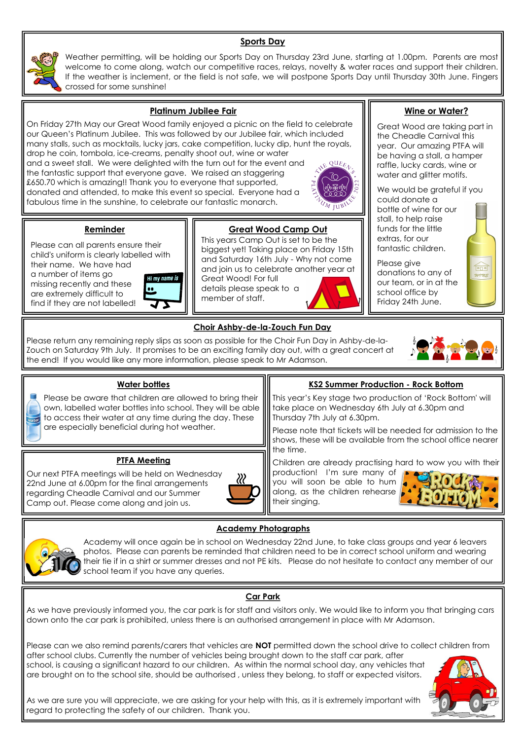## Sports Day

Weather permitting, will be holding our Sports Day on Thursday 23rd June, starting at 1.00pm. Parents are most welcome to come along, watch our competitive races, relays, novelty & water races and support their children. If the weather is inclement, or the field is not safe, we will postpone Sports Day until Thursday 30th June. Fingers crossed for some sunshine!

## Platinum Jubilee Fair

On Friday 27th May our Great Wood family enjoyed a picnic on the field to celebrate our Queen's Platinum Jubilee. This was followed by our Jubilee fair, which included many stalls, such as mocktails, lucky jars, cake competition, lucky dip, hunt the royals, drop he coin, tombola, ice-creams, penalty shoot out, wine or water and a sweet stall. We were delighted with the turn out for the event and the fantastic support that everyone gave. We raised an staggering £650.70 which is amazing!! Thank you to everyone that supported, donated and attended, to make this event so special. Everyone had a fabulous time in the sunshine, to celebrate our fantastic monarch.

## Wine or Water?

Great Wood are taking part in the Cheadle Carnival this year. Our amazing PTFA will be having a stall, a hamper raffle, lucky cards, wine or water and glitter motifs.

We would be grateful if you could donate a bottle of wine for our stall, to help raise funds for the little extras, for our fantastic children.

Please give donations to any of our team, or in at the school office by Friday 24th June.

## Reminder

Please can all parents ensure their child's uniform is clearly labelled with their name. We have had a number of items go missing recently and these are extremely difficult to find if they are not labelled!

## Great Wood Camp Out

This years Camp Out is set to be the biggest yet! Taking place on Friday 15th and Saturday 16th July - Why not come and join us to celebrate another year at Great Wood! For full details please speak to a member of staff.

## Choir Ashby-de-la-Zouch Fun Day

Please return any remaining reply slips as soon as possible for the Choir Fun Day in Ashby-de-la-Zouch on Saturday 9th July. It promises to be an exciting family day out, with a great concert at the end! If you would like any more information, please speak to Mr Adamson.

## Water bottles

Please be aware that children are allowed to bring their own, labelled water bottles into school. They will be able to access their water at any time during the day. These are especially beneficial during hot weather.

## PTFA Meeting

Our next PTFA meetings will be held on Wednesday 22nd June at 6.00pm for the final arrangements regarding Cheadle Carnival and our Summer Camp out. Please come along and join us.

## KS2 Summer Production - Rock Bottom

This year's Key stage two production of 'Rock Bottom' will take place on Wednesday 6th July at 6.30pm and Thursday 7th July at 6.30pm.

Please note that tickets will be needed for admission to the shows, these will be available from the school office nearer the time.

Children are already practising hard to wow you with their production! I'm sure many of you will soon be able to hum along, as the children rehearse their singing.

## Academy Photographs

Academy will once again be in school on Wednesday 22nd June, to take class groups and year 6 leavers photos. Please can parents be reminded that children need to be in correct school uniform and wearing their tie if in a shirt or summer dresses and not PE kits. Please do not hesitate to contact any member of our school team if you have any queries.

## Car Park

As we have previously informed you, the car park is for staff and visitors only. We would like to inform you that bringing cars down onto the car park is prohibited, unless there is an authorised arrangement in place with Mr Adamson.

Please can we also remind parents/carers that vehicles are **NOT** permitted down the school drive to collect children from after school clubs. Currently the number of vehicles being brought down to the staff car park, after school, is causing a significant hazard to our children. As within the normal school day, any vehicles that are brought on to the school site, should be authorised , unless they belong, to staff or expected visitors.

As we are sure you will appreciate, we are asking for your help with this, as it is extremely important with regard to protecting the safety of our children. Thank you.